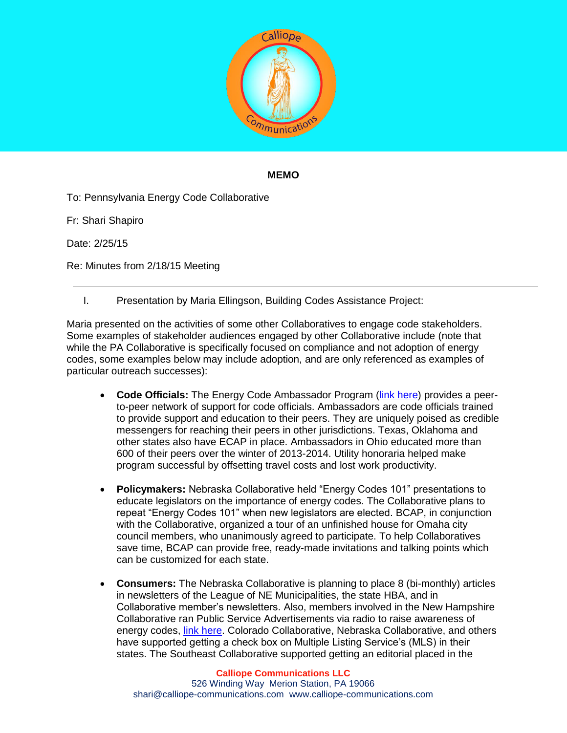**MEMO**

To: Pennsylvania Energy Code Collaborative

Fr: Shari Shapiro

Date: 2/25/15

Re: Minutes from 2/18/15 Meeting

---

I. Presentation by Maria Ellingson, Building Codes Assistance Project:

Maria presented on the activities of some other Collaboratives to engage code stakeholders. Some examples of stakeholder audiences engaged by other Collaborative include (note that while the PA Collaborative is specifically focused on compliance and not adoption of energy codes, some examples below may include adoption, and are only referenced as examples of particular outreach successes):

- **Code Officials:** The Energy Code Ambassador Program (link here) provides a peer-to-peer network of support for code officials. Ambassadors are code officials trained to provide support and education to their peers. They are uniquely poised as credible messengers for reaching their peers in other jurisdictions. Texas, Oklahoma and other states also have ECAP in place. Ambassadors in Ohio educated more than 600 of their peers over the winter of 2013-2014. Utility honoraria helped make program successful by offsetting travel costs and lost work productivity.

- **Policymakers:** Nebraska Collaborative held "Energy Codes 101" presentations to educate legislators on the importance of energy codes. The Collaborative plans to repeat "Energy Codes 101" when new legislators are elected. BCAP, in conjunction with the Collaborative, organized a tour of an unfinished house for Omaha city council members, who unanimously agreed to participate. To help Collaboratives save time, BCAP can provide free, ready-made invitations and talking points which can be customized for each state.

- **Consumers:** The Nebraska Collaborative is planning to place 8 (bi-monthly) articles in newsletters of the League of NE Municipalities, the state HBA, and in Collaborative member's newsletters. Also, members involved in the New Hampshire Collaborative ran Public Service Advertisements via radio to raise awareness of energy codes, link here. Colorado Collaborative, Nebraska Collaborative, and others have supported getting a check box on Multiple Listing Service's (MLS) in their states. The Southeast Collaborative supported getting an editorial placed in the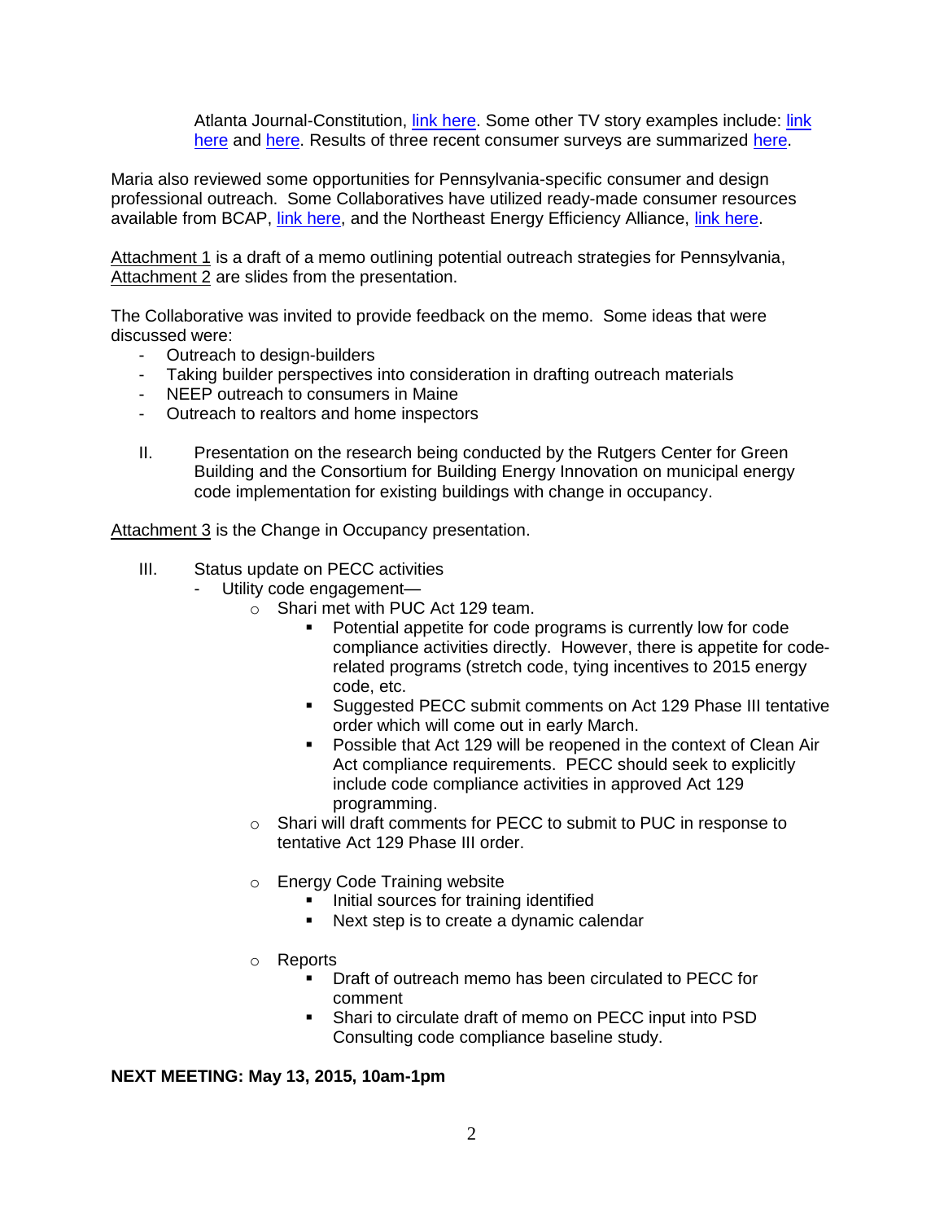Atlanta Journal-Constitution, link here. Some other TV story examples include: link here and here. Results of three recent consumer surveys are summarized here.

Maria also reviewed some opportunities for Pennsylvania-specific consumer and design professional outreach. Some Collaboratives have utilized ready-made consumer resources available from BCAP, link here, and the Northeast Energy Efficiency Alliance, link here.

Attachment 1 is a draft of a memo outlining potential outreach strategies for Pennsylvania, Attachment 2 are slides from the presentation.

The Collaborative was invited to provide feedback on the memo. Some ideas that were discussed were:

- Outreach to design-builders
- Taking builder perspectives into consideration in drafting outreach materials
- NEEP outreach to consumers in Maine
- Outreach to realtors and home inspectors

II. Presentation on the research being conducted by the Rutgers Center for Green Building and the Consortium for Building Energy Innovation on municipal energy code implementation for existing buildings with change in occupancy.

Attachment 3 is the Change in Occupancy presentation.

III. Status update on PECC activities

- Utility code engagement—
  - Shari met with PUC Act 129 team.
    - Potential appetite for code programs is currently low for code compliance activities directly. However, there is appetite for code-related programs (stretch code, tying incentives to 2015 energy code, etc.
    - Suggested PECC submit comments on Act 129 Phase III tentative order which will come out in early March.
    - Possible that Act 129 will be reopened in the context of Clean Air Act compliance requirements. PECC should seek to explicitly include code compliance activities in approved Act 129 programming.
  - Shari will draft comments for PECC to submit to PUC in response to tentative Act 129 Phase III order.
  - Energy Code Training website
    - Initial sources for training identified
    - Next step is to create a dynamic calendar
  - Reports
    - Draft of outreach memo has been circulated to PECC for comment
    - Shari to circulate draft of memo on PECC input into PSD Consulting code compliance baseline study.

**NEXT MEETING: May 13, 2015, 10am-1pm**